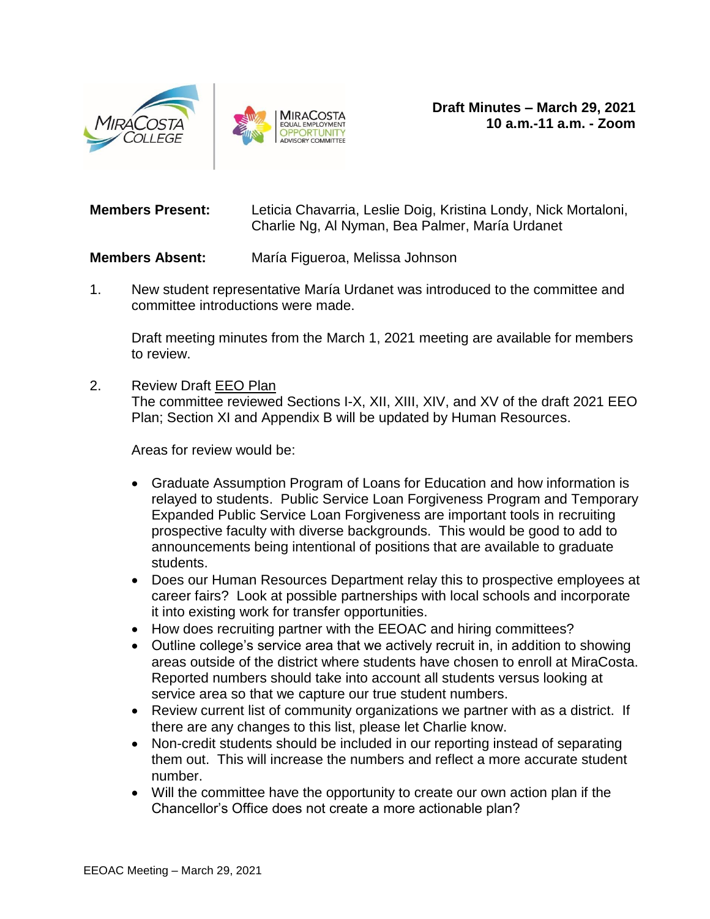**Draft Minutes – March 29, 2021**
**10 a.m.-11 a.m. - Zoom**

**Members Present:** Leticia Chavarria, Leslie Doig, Kristina Londy, Nick Mortaloni, Charlie Ng, Al Nyman, Bea Palmer, María Urdanet

**Members Absent:** María Figueroa, Melissa Johnson

1. New student representative María Urdanet was introduced to the committee and committee introductions were made.

   Draft meeting minutes from the March 1, 2021 meeting are available for members to review.

2. Review Draft EEO Plan
   The committee reviewed Sections I-X, XII, XIII, XIV, and XV of the draft 2021 EEO Plan; Section XI and Appendix B will be updated by Human Resources.

   Areas for review would be:

   - Graduate Assumption Program of Loans for Education and how information is relayed to students. Public Service Loan Forgiveness Program and Temporary Expanded Public Service Loan Forgiveness are important tools in recruiting prospective faculty with diverse backgrounds. This would be good to add to announcements being intentional of positions that are available to graduate students.
   - Does our Human Resources Department relay this to prospective employees at career fairs? Look at possible partnerships with local schools and incorporate it into existing work for transfer opportunities.
   - How does recruiting partner with the EEOAC and hiring committees?
   - Outline college's service area that we actively recruit in, in addition to showing areas outside of the district where students have chosen to enroll at MiraCosta. Reported numbers should take into account all students versus looking at service area so that we capture our true student numbers.
   - Review current list of community organizations we partner with as a district. If there are any changes to this list, please let Charlie know.
   - Non-credit students should be included in our reporting instead of separating them out. This will increase the numbers and reflect a more accurate student number.
   - Will the committee have the opportunity to create our own action plan if the Chancellor's Office does not create a more actionable plan?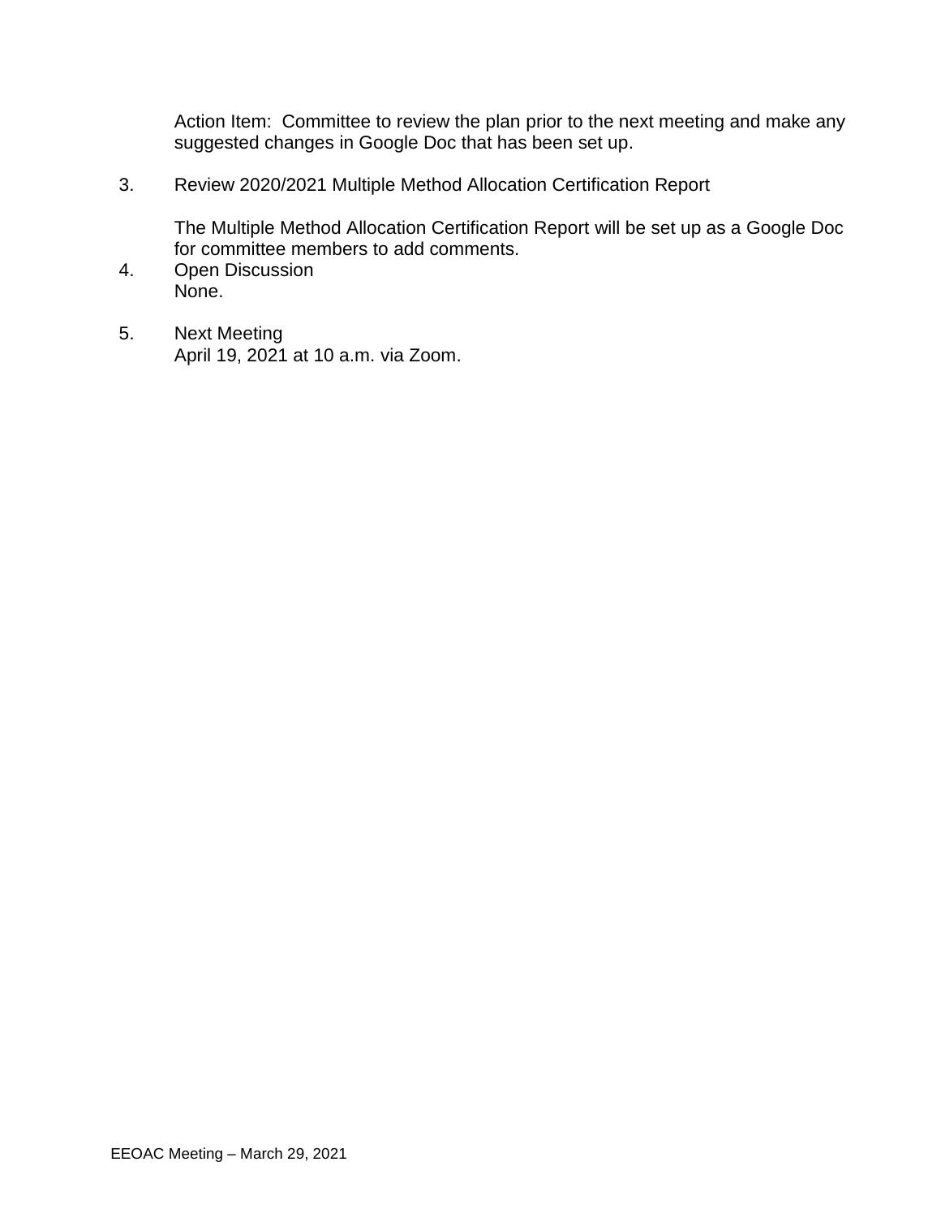Action Item: Committee to review the plan prior to the next meeting and make any suggested changes in Google Doc that has been set up.

3. Review 2020/2021 Multiple Method Allocation Certification Report

   The Multiple Method Allocation Certification Report will be set up as a Google Doc for committee members to add comments.

4. Open Discussion
   None.

5. Next Meeting
   April 19, 2021 at 10 a.m. via Zoom.